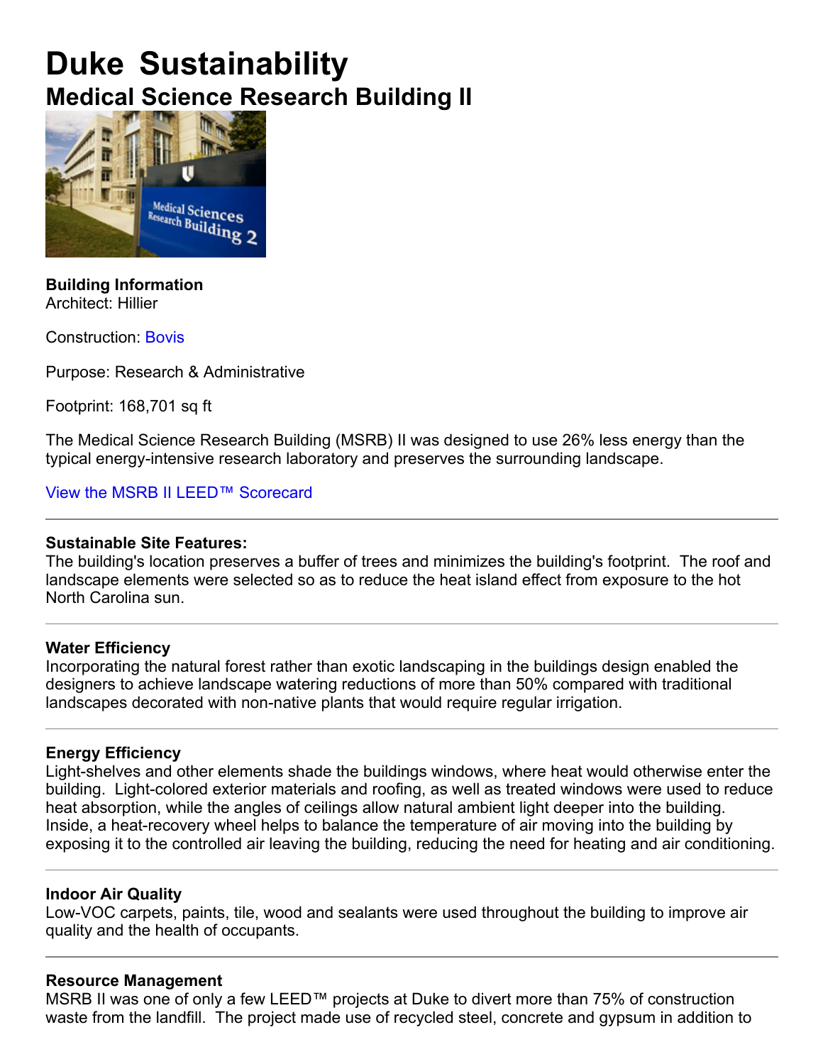# Duke Sustainability

## Medical Science Research Building II

**Building Information**

Architect: Hillier

Construction: Bovis

Purpose: Research & Administrative

Footprint: 168,701 sq ft

The Medical Science Research Building (MSRB) II was designed to use 26% less energy than the typical energy-intensive research laboratory and preserves the surrounding landscape.

View the MSRB II LEED™ Scorecard

---

**Sustainable Site Features:**

The building's location preserves a buffer of trees and minimizes the building's footprint. The roof and landscape elements were selected so as to reduce the heat island effect from exposure to the hot North Carolina sun.

---

**Water Efficiency**

Incorporating the natural forest rather than exotic landscaping in the buildings design enabled the designers to achieve landscape watering reductions of more than 50% compared with traditional landscapes decorated with non-native plants that would require regular irrigation.

---

**Energy Efficiency**

Light-shelves and other elements shade the buildings windows, where heat would otherwise enter the building. Light-colored exterior materials and roofing, as well as treated windows were used to reduce heat absorption, while the angles of ceilings allow natural ambient light deeper into the building. Inside, a heat-recovery wheel helps to balance the temperature of air moving into the building by exposing it to the controlled air leaving the building, reducing the need for heating and air conditioning.

---

**Indoor Air Quality**

Low-VOC carpets, paints, tile, wood and sealants were used throughout the building to improve air quality and the health of occupants.

---

**Resource Management**

MSRB II was one of only a few LEED™ projects at Duke to divert more than 75% of construction waste from the landfill. The project made use of recycled steel, concrete and gypsum in addition to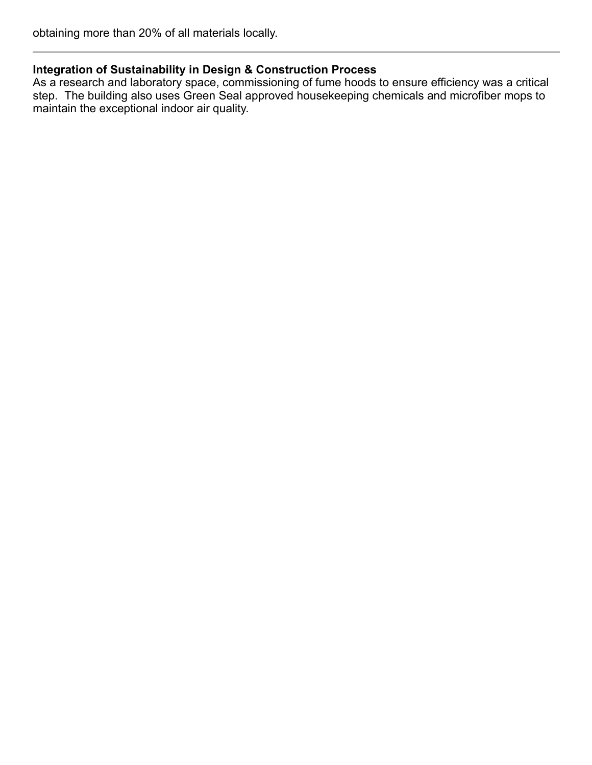obtaining more than 20% of all materials locally.

---

**Integration of Sustainability in Design & Construction Process**
As a research and laboratory space, commissioning of fume hoods to ensure efficiency was a critical step. The building also uses Green Seal approved housekeeping chemicals and microfiber mops to maintain the exceptional indoor air quality.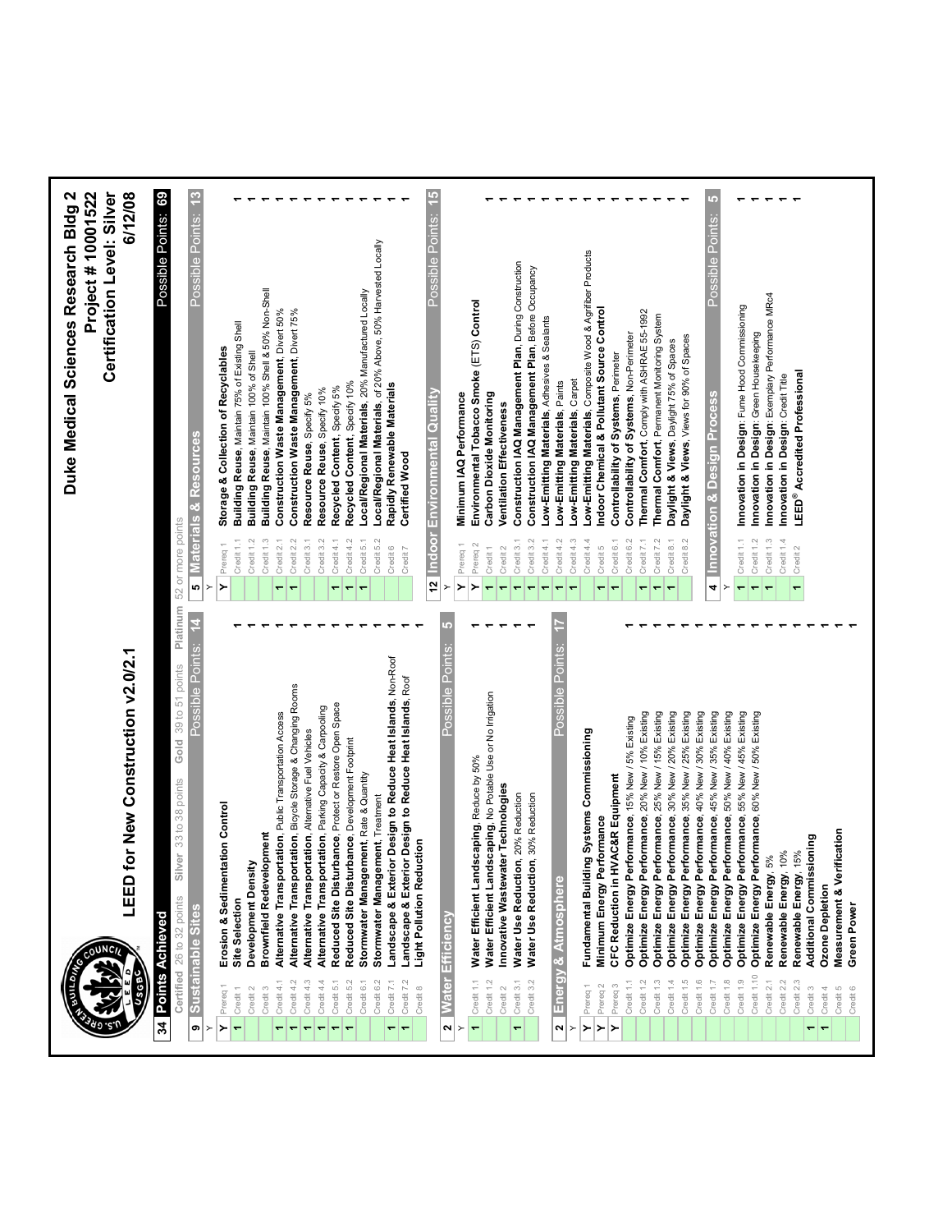# Duke Medical Sciences Research Bldg 2

**Project # 10001522**

**Certification Level: Silver**

**6/12/08**

## LEED for New Construction v2.0/2.1

**34 Points Achieved** — Possible Points: **69**

Certified 26 to 32 points   Silver 33 to 38 points   Gold 39 to 51 points   Platinum 52 or more points

### 9 Sustainable Sites — Possible Points: 14

| Y | Credit | Description | Points |
|---|---|---|---|
| Y | Prereq 1 | **Erosion & Sedimentation Control** | |
| 1 | Credit 1 | **Site Selection** | 1 |
| | Credit 2 | **Development Density** | 1 |
| | Credit 3 | **Brownfield Redevelopment** | 1 |
| 1 | Credit 4.1 | **Alternative Transportation**, Public Transportation Access | 1 |
| 1 | Credit 4.2 | **Alternative Transportation**, Bicycle Storage & Changing Rooms | 1 |
| 1 | Credit 4.3 | **Alternative Transportation**, Alternative Fuel Vehicles | 1 |
| 1 | Credit 4.4 | **Alternative Transportation**, Parking Capacity & Carpooling | 1 |
| 1 | Credit 5.1 | **Reduced Site Disturbance**, Protect or Restore Open Space | 1 |
| 1 | Credit 5.2 | **Reduced Site Disturbance**, Development Footprint | 1 |
| | Credit 6.1 | **Stormwater Management**, Rate & Quantity | 1 |
| | Credit 6.2 | **Stormwater Management**, Treatment | 1 |
| 1 | Credit 7.1 | **Landscape & Exterior Design to Reduce Heat Islands**, Non-Roof | 1 |
| 1 | Credit 7.2 | **Landscape & Exterior Design to Reduce Heat Islands**, Roof | 1 |
| | Credit 8 | **Light Pollution Reduction** | 1 |

### 2 Water Efficiency — Possible Points: 5

| Y | Credit | Description | Points |
|---|---|---|---|
| 1 | Credit 1.1 | **Water Efficient Landscaping**, Reduce by 50% | 1 |
| | Credit 1.2 | **Water Efficient Landscaping**, No Potable Use or No Irrigation | 1 |
| | Credit 2 | **Innovative Wastewater Technologies** | 1 |
| 1 | Credit 3.1 | **Water Use Reduction**, 20% Reduction | 1 |
| | Credit 3.2 | **Water Use Reduction**, 30% Reduction | 1 |

### 2 Energy & Atmosphere — Possible Points: 17

| Y | Credit | Description | Points |
|---|---|---|---|
| Y | Prereq 1 | **Fundamental Building Systems Commissioning** | |
| Y | Prereq 2 | **Minimum Energy Performance** | |
| Y | Prereq 3 | **CFC Reduction in HVAC&R Equipment** | |
| | Credit 1.1 | **Optimize Energy Performance**, 15% New / 5% Existing | 1 |
| | Credit 1.2 | **Optimize Energy Performance**, 20% New / 10% Existing | 1 |
| | Credit 1.3 | **Optimize Energy Performance**, 25% New / 15% Existing | 1 |
| | Credit 1.4 | **Optimize Energy Performance**, 30% New / 20% Existing | 1 |
| | Credit 1.5 | **Optimize Energy Performance**, 35% New / 25% Existing | 1 |
| | Credit 1.6 | **Optimize Energy Performance**, 40% New / 30% Existing | 1 |
| | Credit 1.7 | **Optimize Energy Performance**, 45% New / 35% Existing | 1 |
| | Credit 1.8 | **Optimize Energy Performance**, 50% New / 40% Existing | 1 |
| | Credit 1.9 | **Optimize Energy Performance**, 55% New / 45% Existing | 1 |
| | Credit 1.10 | **Optimize Energy Performance**, 60% New / 50% Existing | 1 |
| | Credit 2.1 | **Renewable Energy**, 5% | 1 |
| | Credit 2.2 | **Renewable Energy**, 10% | 1 |
| | Credit 2.3 | **Renewable Energy**, 15% | 1 |
| 1 | Credit 3 | **Additional Commissioning** | 1 |
| 1 | Credit 4 | **Ozone Depletion** | 1 |
| | Credit 5 | **Measurement & Verification** | 1 |
| | Credit 6 | **Green Power** | 1 |

### 5 Materials & Resources — Possible Points: 13

| Y | Credit | Description | Points |
|---|---|---|---|
| Y | Prereq 1 | **Storage & Collection of Recyclables** | |
| | Credit 1.1 | **Building Reuse**, Maintain 75% of Existing Shell | 1 |
| | Credit 1.2 | **Building Reuse**, Maintain 100% of Shell | 1 |
| | Credit 1.3 | **Building Reuse**, Maintain 100% Shell & 50% Non-Shell | 1 |
| 1 | Credit 2.1 | **Construction Waste Management**, Divert 50% | 1 |
| 1 | Credit 2.2 | **Construction Waste Management**, Divert 75% | 1 |
| | Credit 3.1 | **Resource Reuse**, Specify 5% | 1 |
| | Credit 3.2 | **Resource Reuse**, Specify 10% | 1 |
| 1 | Credit 4.1 | **Recycled Content**, Specify 5% | 1 |
| 1 | Credit 4.2 | **Recycled Content**, Specify 10% | 1 |
| 1 | Credit 5.1 | **Local/Regional Materials**, 20% Manufactured Locally | 1 |
| | Credit 5.2 | **Local/Regional Materials**, of 20% Above, 50% Harvested Locally | 1 |
| | Credit 6 | **Rapidly Renewable Materials** | 1 |
| | Credit 7 | **Certified Wood** | 1 |

### 12 Indoor Environmental Quality — Possible Points: 15

| Y | Credit | Description | Points |
|---|---|---|---|
| Y | Prereq 1 | **Minimum IAQ Performance** | |
| Y | Prereq 2 | **Environmental Tobacco Smoke (ETS) Control** | |
| 1 | Credit 1 | **Carbon Dioxide Monitoring** | 1 |
| 1 | Credit 2 | **Ventilation Effectiveness** | 1 |
| 1 | Credit 3.1 | **Construction IAQ Management Plan**, During Construction | 1 |
| 1 | Credit 3.2 | **Construction IAQ Management Plan**, Before Occupancy | 1 |
| 1 | Credit 4.1 | **Low-Emitting Materials**, Adhesives & Sealants | 1 |
| 1 | Credit 4.2 | **Low-Emitting Materials**, Paints | 1 |
| 1 | Credit 4.3 | **Low-Emitting Materials**, Carpet | 1 |
| | Credit 4.4 | **Low-Emitting Materials**, Composite Wood & Agrifiber Products | 1 |
| 1 | Credit 5 | **Indoor Chemical & Pollutant Source Control** | 1 |
| 1 | Credit 6.1 | **Controllability of Systems**, Perimeter | 1 |
| | Credit 6.2 | **Controllability of Systems**, Non-Perimeter | 1 |
| 1 | Credit 7.1 | **Thermal Comfort**, Comply with ASHRAE 55-1992 | 1 |
| 1 | Credit 7.2 | **Thermal Comfort**, Permanent Monitoring System | 1 |
| 1 | Credit 8.1 | **Daylight & Views**, Daylight 75% of Spaces | 1 |
| | Credit 8.2 | **Daylight & Views**, Views for 90% of Spaces | 1 |

### 4 Innovation & Design Process — Possible Points: 5

| Y | Credit | Description | Points |
|---|---|---|---|
| 1 | Credit 1.1 | **Innovation in Design**: Fume Hood Commissioning | 1 |
| 1 | Credit 1.2 | **Innovation in Design**: Green Housekeeping | 1 |
| 1 | Credit 1.3 | **Innovation in Design**: Exemplary Performance MRc4 | 1 |
| | Credit 1.4 | **Innovation in Design**: Credit Title | 1 |
| 1 | Credit 2 | **LEED® Accredited Professional** | 1 |